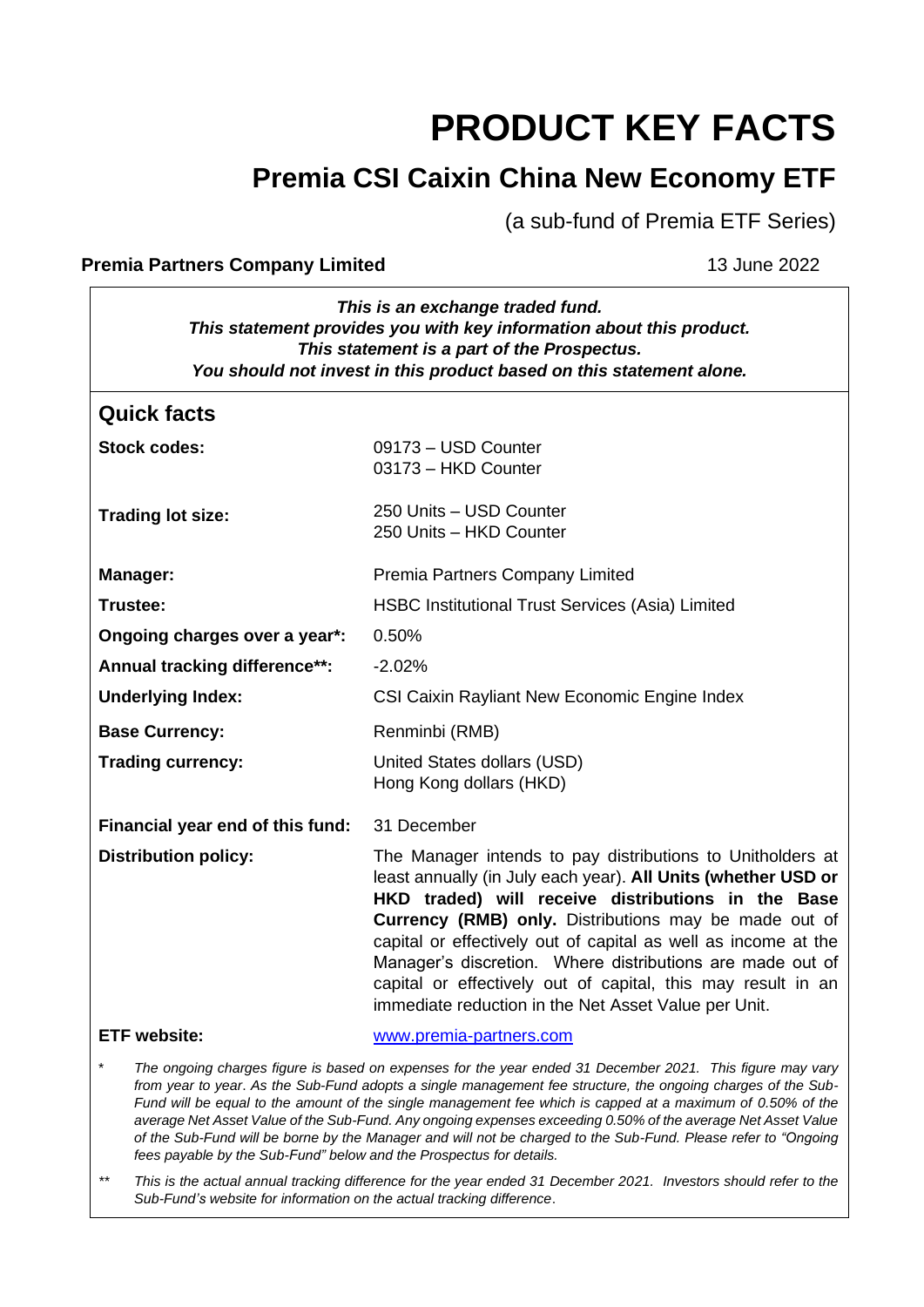# PRODUCT KEY FACTS

## Premia CSI Caixin China New Economy ETF

(a sub-fund of Premia ETF Series)

**Premia Partners Company Limited** 13 June 2022

***This is an exchange traded fund.***
***This statement provides you with key information about this product.***
***This statement is a part of the Prospectus.***
***You should not invest in this product based on this statement alone.***

## Quick facts

| | |
|---|---|
| **Stock codes:** | 09173 – USD Counter<br>03173 – HKD Counter |
| **Trading lot size:** | 250 Units – USD Counter<br>250 Units – HKD Counter |
| **Manager:** | Premia Partners Company Limited |
| **Trustee:** | HSBC Institutional Trust Services (Asia) Limited |
| **Ongoing charges over a year*:** | 0.50% |
| **Annual tracking difference**:** | -2.02% |
| **Underlying Index:** | CSI Caixin Rayliant New Economic Engine Index |
| **Base Currency:** | Renminbi (RMB) |
| **Trading currency:** | United States dollars (USD)<br>Hong Kong dollars (HKD) |
| **Financial year end of this fund:** | 31 December |
| **Distribution policy:** | The Manager intends to pay distributions to Unitholders at least annually (in July each year). **All Units (whether USD or HKD traded) will receive distributions in the Base Currency (RMB) only.** Distributions may be made out of capital or effectively out of capital as well as income at the Manager's discretion. Where distributions are made out of capital or effectively out of capital, this may result in an immediate reduction in the Net Asset Value per Unit. |
| **ETF website:** | www.premia-partners.com |

\* *The ongoing charges figure is based on expenses for the year ended 31 December 2021. This figure may vary from year to year. As the Sub-Fund adopts a single management fee structure, the ongoing charges of the Sub-Fund will be equal to the amount of the single management fee which is capped at a maximum of 0.50% of the average Net Asset Value of the Sub-Fund. Any ongoing expenses exceeding 0.50% of the average Net Asset Value of the Sub-Fund will be borne by the Manager and will not be charged to the Sub-Fund. Please refer to "Ongoing fees payable by the Sub-Fund" below and the Prospectus for details.*

\*\* *This is the actual annual tracking difference for the year ended 31 December 2021. Investors should refer to the Sub-Fund's website for information on the actual tracking difference.*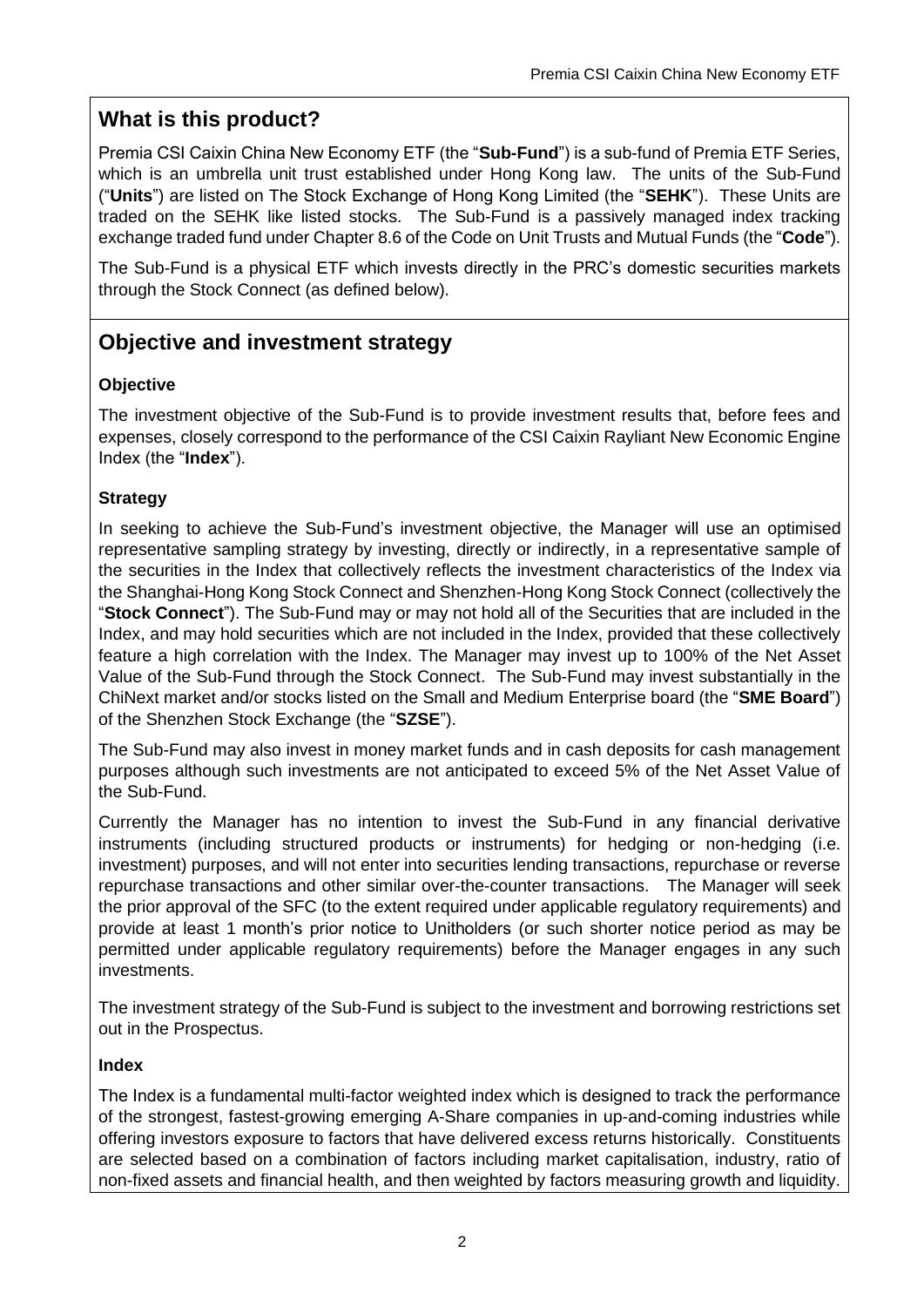## What is this product?

Premia CSI Caixin China New Economy ETF (the "**Sub-Fund**") is a sub-fund of Premia ETF Series, which is an umbrella unit trust established under Hong Kong law. The units of the Sub-Fund ("**Units**") are listed on The Stock Exchange of Hong Kong Limited (the "**SEHK**"). These Units are traded on the SEHK like listed stocks. The Sub-Fund is a passively managed index tracking exchange traded fund under Chapter 8.6 of the Code on Unit Trusts and Mutual Funds (the "**Code**").

The Sub-Fund is a physical ETF which invests directly in the PRC's domestic securities markets through the Stock Connect (as defined below).

## Objective and investment strategy

### Objective

The investment objective of the Sub-Fund is to provide investment results that, before fees and expenses, closely correspond to the performance of the CSI Caixin Rayliant New Economic Engine Index (the "**Index**").

### Strategy

In seeking to achieve the Sub-Fund's investment objective, the Manager will use an optimised representative sampling strategy by investing, directly or indirectly, in a representative sample of the securities in the Index that collectively reflects the investment characteristics of the Index via the Shanghai-Hong Kong Stock Connect and Shenzhen-Hong Kong Stock Connect (collectively the "**Stock Connect**"). The Sub-Fund may or may not hold all of the Securities that are included in the Index, and may hold securities which are not included in the Index, provided that these collectively feature a high correlation with the Index. The Manager may invest up to 100% of the Net Asset Value of the Sub-Fund through the Stock Connect. The Sub-Fund may invest substantially in the ChiNext market and/or stocks listed on the Small and Medium Enterprise board (the "**SME Board**") of the Shenzhen Stock Exchange (the "**SZSE**").

The Sub-Fund may also invest in money market funds and in cash deposits for cash management purposes although such investments are not anticipated to exceed 5% of the Net Asset Value of the Sub-Fund.

Currently the Manager has no intention to invest the Sub-Fund in any financial derivative instruments (including structured products or instruments) for hedging or non-hedging (i.e. investment) purposes, and will not enter into securities lending transactions, repurchase or reverse repurchase transactions and other similar over-the-counter transactions. The Manager will seek the prior approval of the SFC (to the extent required under applicable regulatory requirements) and provide at least 1 month's prior notice to Unitholders (or such shorter notice period as may be permitted under applicable regulatory requirements) before the Manager engages in any such investments.

The investment strategy of the Sub-Fund is subject to the investment and borrowing restrictions set out in the Prospectus.

### Index

The Index is a fundamental multi-factor weighted index which is designed to track the performance of the strongest, fastest-growing emerging A-Share companies in up-and-coming industries while offering investors exposure to factors that have delivered excess returns historically. Constituents are selected based on a combination of factors including market capitalisation, industry, ratio of non-fixed assets and financial health, and then weighted by factors measuring growth and liquidity.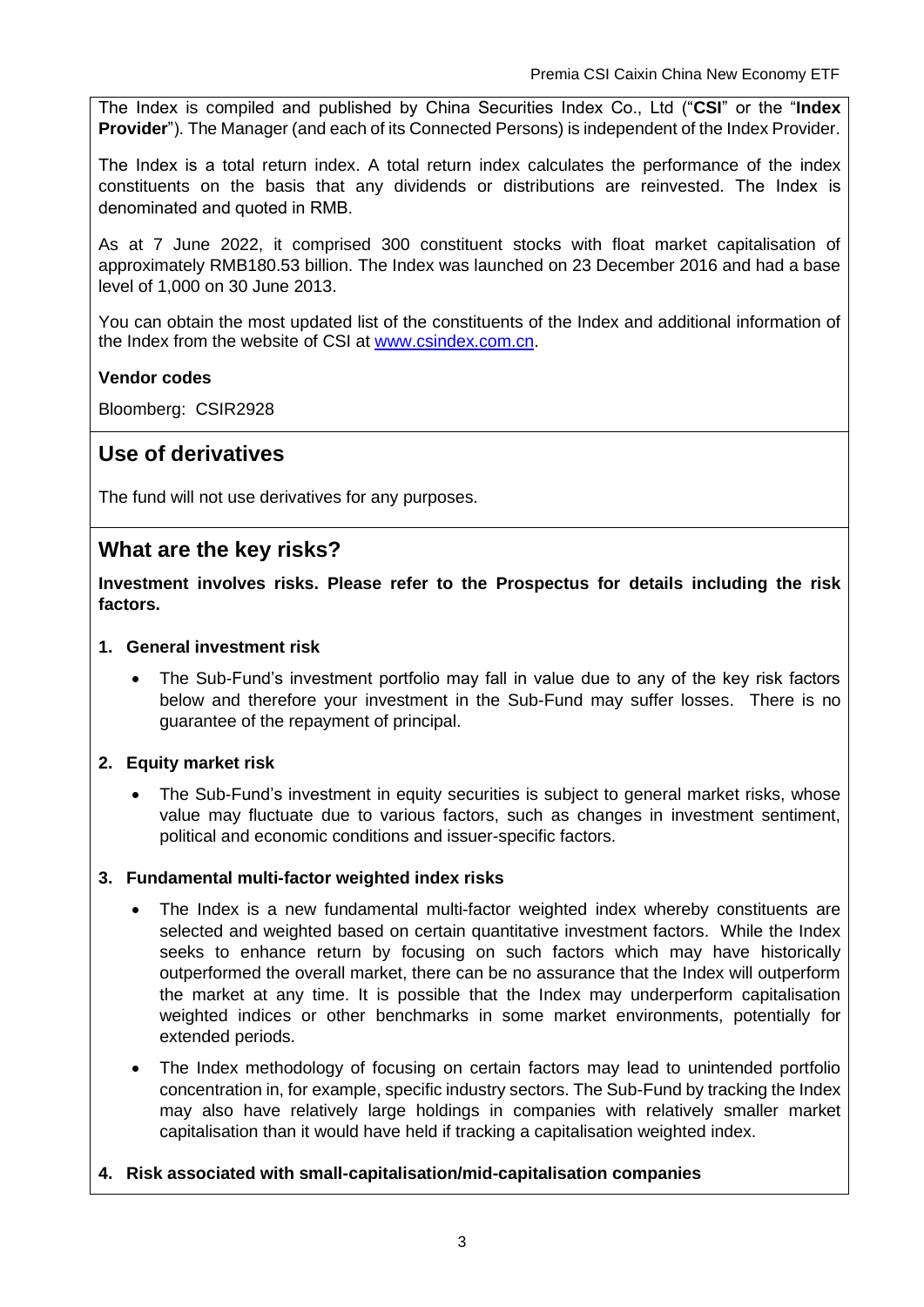The Index is compiled and published by China Securities Index Co., Ltd ("**CSI**" or the "**Index Provider**"). The Manager (and each of its Connected Persons) is independent of the Index Provider.

The Index is a total return index. A total return index calculates the performance of the index constituents on the basis that any dividends or distributions are reinvested. The Index is denominated and quoted in RMB.

As at 7 June 2022, it comprised 300 constituent stocks with float market capitalisation of approximately RMB180.53 billion. The Index was launched on 23 December 2016 and had a base level of 1,000 on 30 June 2013.

You can obtain the most updated list of the constituents of the Index and additional information of the Index from the website of CSI at www.csindex.com.cn.

**Vendor codes**

Bloomberg: CSIR2928

## Use of derivatives

The fund will not use derivatives for any purposes.

## What are the key risks?

**Investment involves risks. Please refer to the Prospectus for details including the risk factors.**

**1. General investment risk**

- The Sub-Fund's investment portfolio may fall in value due to any of the key risk factors below and therefore your investment in the Sub-Fund may suffer losses. There is no guarantee of the repayment of principal.

**2. Equity market risk**

- The Sub-Fund's investment in equity securities is subject to general market risks, whose value may fluctuate due to various factors, such as changes in investment sentiment, political and economic conditions and issuer-specific factors.

**3. Fundamental multi-factor weighted index risks**

- The Index is a new fundamental multi-factor weighted index whereby constituents are selected and weighted based on certain quantitative investment factors. While the Index seeks to enhance return by focusing on such factors which may have historically outperformed the overall market, there can be no assurance that the Index will outperform the market at any time. It is possible that the Index may underperform capitalisation weighted indices or other benchmarks in some market environments, potentially for extended periods.
- The Index methodology of focusing on certain factors may lead to unintended portfolio concentration in, for example, specific industry sectors. The Sub-Fund by tracking the Index may also have relatively large holdings in companies with relatively smaller market capitalisation than it would have held if tracking a capitalisation weighted index.

**4. Risk associated with small-capitalisation/mid-capitalisation companies**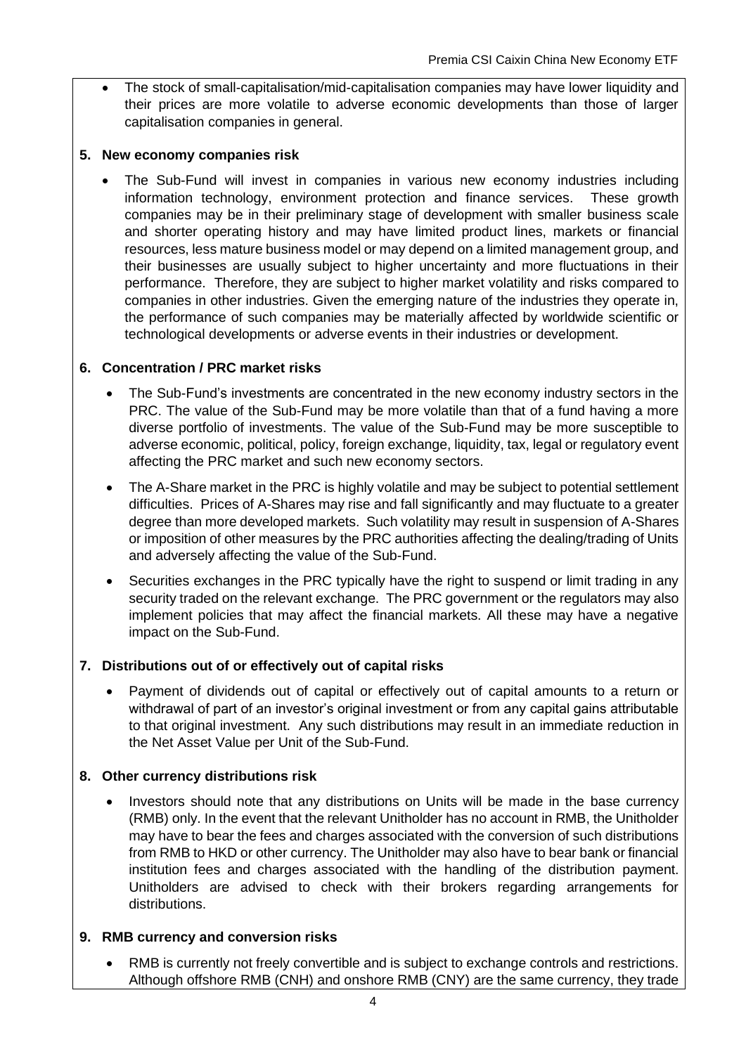- The stock of small-capitalisation/mid-capitalisation companies may have lower liquidity and their prices are more volatile to adverse economic developments than those of larger capitalisation companies in general.

**5. New economy companies risk**

- The Sub-Fund will invest in companies in various new economy industries including information technology, environment protection and finance services. These growth companies may be in their preliminary stage of development with smaller business scale and shorter operating history and may have limited product lines, markets or financial resources, less mature business model or may depend on a limited management group, and their businesses are usually subject to higher uncertainty and more fluctuations in their performance. Therefore, they are subject to higher market volatility and risks compared to companies in other industries. Given the emerging nature of the industries they operate in, the performance of such companies may be materially affected by worldwide scientific or technological developments or adverse events in their industries or development.

**6. Concentration / PRC market risks**

- The Sub-Fund's investments are concentrated in the new economy industry sectors in the PRC. The value of the Sub-Fund may be more volatile than that of a fund having a more diverse portfolio of investments. The value of the Sub-Fund may be more susceptible to adverse economic, political, policy, foreign exchange, liquidity, tax, legal or regulatory event affecting the PRC market and such new economy sectors.
- The A-Share market in the PRC is highly volatile and may be subject to potential settlement difficulties. Prices of A-Shares may rise and fall significantly and may fluctuate to a greater degree than more developed markets. Such volatility may result in suspension of A-Shares or imposition of other measures by the PRC authorities affecting the dealing/trading of Units and adversely affecting the value of the Sub-Fund.
- Securities exchanges in the PRC typically have the right to suspend or limit trading in any security traded on the relevant exchange. The PRC government or the regulators may also implement policies that may affect the financial markets. All these may have a negative impact on the Sub-Fund.

**7. Distributions out of or effectively out of capital risks**

- Payment of dividends out of capital or effectively out of capital amounts to a return or withdrawal of part of an investor's original investment or from any capital gains attributable to that original investment. Any such distributions may result in an immediate reduction in the Net Asset Value per Unit of the Sub-Fund.

**8. Other currency distributions risk**

- Investors should note that any distributions on Units will be made in the base currency (RMB) only. In the event that the relevant Unitholder has no account in RMB, the Unitholder may have to bear the fees and charges associated with the conversion of such distributions from RMB to HKD or other currency. The Unitholder may also have to bear bank or financial institution fees and charges associated with the handling of the distribution payment. Unitholders are advised to check with their brokers regarding arrangements for distributions.

**9. RMB currency and conversion risks**

- RMB is currently not freely convertible and is subject to exchange controls and restrictions. Although offshore RMB (CNH) and onshore RMB (CNY) are the same currency, they trade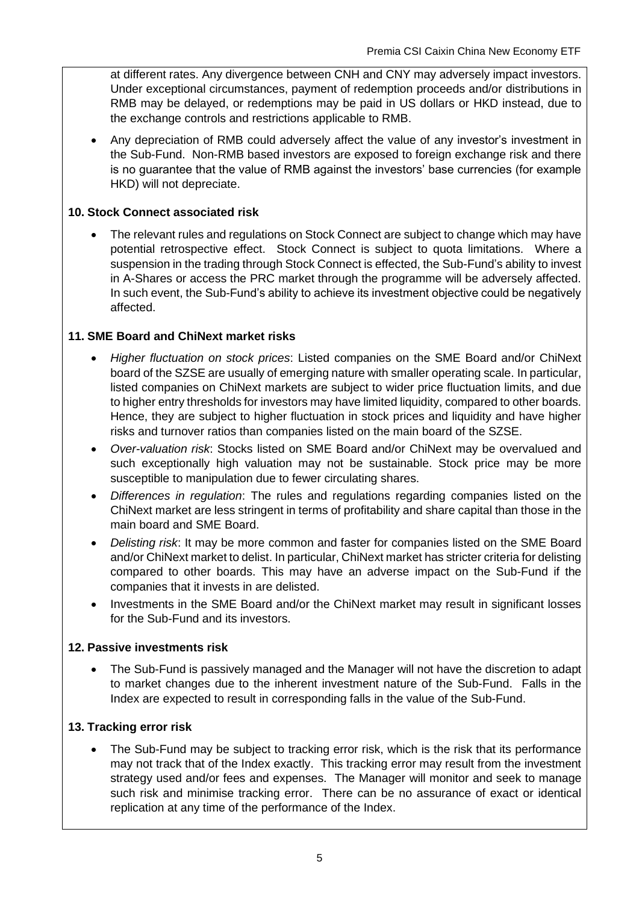at different rates. Any divergence between CNH and CNY may adversely impact investors. Under exceptional circumstances, payment of redemption proceeds and/or distributions in RMB may be delayed, or redemptions may be paid in US dollars or HKD instead, due to the exchange controls and restrictions applicable to RMB.

- Any depreciation of RMB could adversely affect the value of any investor's investment in the Sub-Fund. Non-RMB based investors are exposed to foreign exchange risk and there is no guarantee that the value of RMB against the investors' base currencies (for example HKD) will not depreciate.

**10. Stock Connect associated risk**

- The relevant rules and regulations on Stock Connect are subject to change which may have potential retrospective effect. Stock Connect is subject to quota limitations. Where a suspension in the trading through Stock Connect is effected, the Sub-Fund's ability to invest in A-Shares or access the PRC market through the programme will be adversely affected. In such event, the Sub-Fund's ability to achieve its investment objective could be negatively affected.

**11. SME Board and ChiNext market risks**

- *Higher fluctuation on stock prices*: Listed companies on the SME Board and/or ChiNext board of the SZSE are usually of emerging nature with smaller operating scale. In particular, listed companies on ChiNext markets are subject to wider price fluctuation limits, and due to higher entry thresholds for investors may have limited liquidity, compared to other boards. Hence, they are subject to higher fluctuation in stock prices and liquidity and have higher risks and turnover ratios than companies listed on the main board of the SZSE.
- *Over-valuation risk*: Stocks listed on SME Board and/or ChiNext may be overvalued and such exceptionally high valuation may not be sustainable. Stock price may be more susceptible to manipulation due to fewer circulating shares.
- *Differences in regulation*: The rules and regulations regarding companies listed on the ChiNext market are less stringent in terms of profitability and share capital than those in the main board and SME Board.
- *Delisting risk*: It may be more common and faster for companies listed on the SME Board and/or ChiNext market to delist. In particular, ChiNext market has stricter criteria for delisting compared to other boards. This may have an adverse impact on the Sub-Fund if the companies that it invests in are delisted.
- Investments in the SME Board and/or the ChiNext market may result in significant losses for the Sub-Fund and its investors.

**12. Passive investments risk**

- The Sub-Fund is passively managed and the Manager will not have the discretion to adapt to market changes due to the inherent investment nature of the Sub-Fund. Falls in the Index are expected to result in corresponding falls in the value of the Sub-Fund.

**13. Tracking error risk**

- The Sub-Fund may be subject to tracking error risk, which is the risk that its performance may not track that of the Index exactly. This tracking error may result from the investment strategy used and/or fees and expenses. The Manager will monitor and seek to manage such risk and minimise tracking error. There can be no assurance of exact or identical replication at any time of the performance of the Index.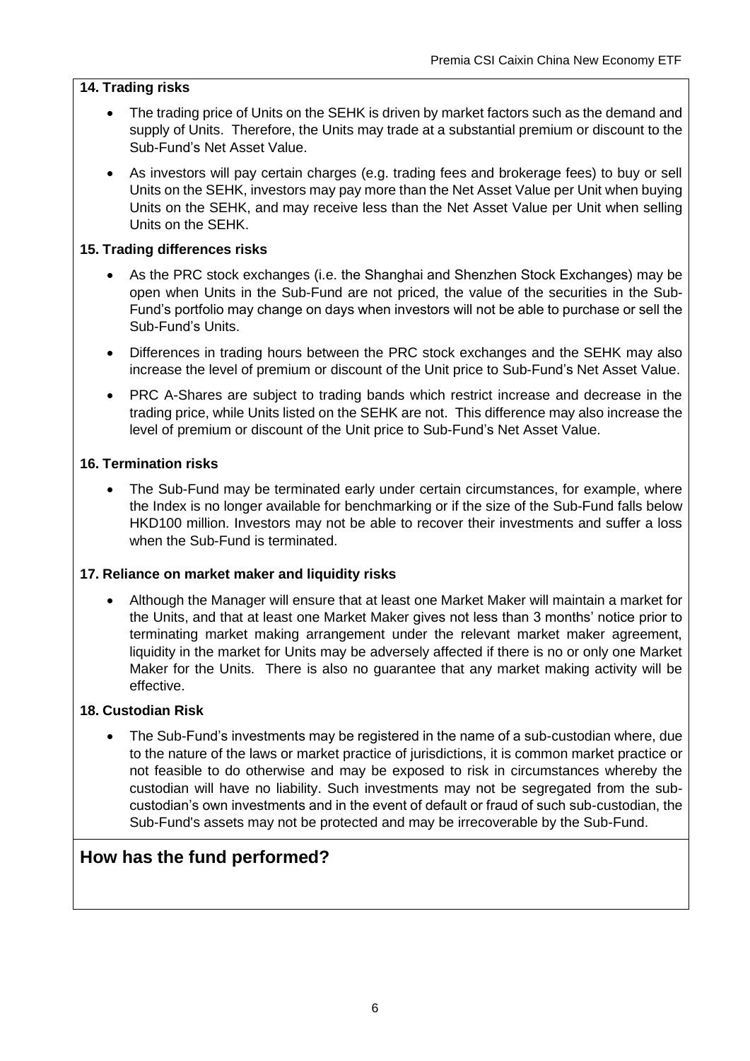**14. Trading risks**

- The trading price of Units on the SEHK is driven by market factors such as the demand and supply of Units. Therefore, the Units may trade at a substantial premium or discount to the Sub-Fund's Net Asset Value.
- As investors will pay certain charges (e.g. trading fees and brokerage fees) to buy or sell Units on the SEHK, investors may pay more than the Net Asset Value per Unit when buying Units on the SEHK, and may receive less than the Net Asset Value per Unit when selling Units on the SEHK.

**15. Trading differences risks**

- As the PRC stock exchanges (i.e. the Shanghai and Shenzhen Stock Exchanges) may be open when Units in the Sub-Fund are not priced, the value of the securities in the Sub-Fund's portfolio may change on days when investors will not be able to purchase or sell the Sub-Fund's Units.
- Differences in trading hours between the PRC stock exchanges and the SEHK may also increase the level of premium or discount of the Unit price to Sub-Fund's Net Asset Value.
- PRC A-Shares are subject to trading bands which restrict increase and decrease in the trading price, while Units listed on the SEHK are not. This difference may also increase the level of premium or discount of the Unit price to Sub-Fund's Net Asset Value.

**16. Termination risks**

- The Sub-Fund may be terminated early under certain circumstances, for example, where the Index is no longer available for benchmarking or if the size of the Sub-Fund falls below HKD100 million. Investors may not be able to recover their investments and suffer a loss when the Sub-Fund is terminated.

**17. Reliance on market maker and liquidity risks**

- Although the Manager will ensure that at least one Market Maker will maintain a market for the Units, and that at least one Market Maker gives not less than 3 months' notice prior to terminating market making arrangement under the relevant market maker agreement, liquidity in the market for Units may be adversely affected if there is no or only one Market Maker for the Units. There is also no guarantee that any market making activity will be effective.

**18. Custodian Risk**

- The Sub-Fund's investments may be registered in the name of a sub-custodian where, due to the nature of the laws or market practice of jurisdictions, it is common market practice or not feasible to do otherwise and may be exposed to risk in circumstances whereby the custodian will have no liability. Such investments may not be segregated from the sub-custodian's own investments and in the event of default or fraud of such sub-custodian, the Sub-Fund's assets may not be protected and may be irrecoverable by the Sub-Fund.

## How has the fund performed?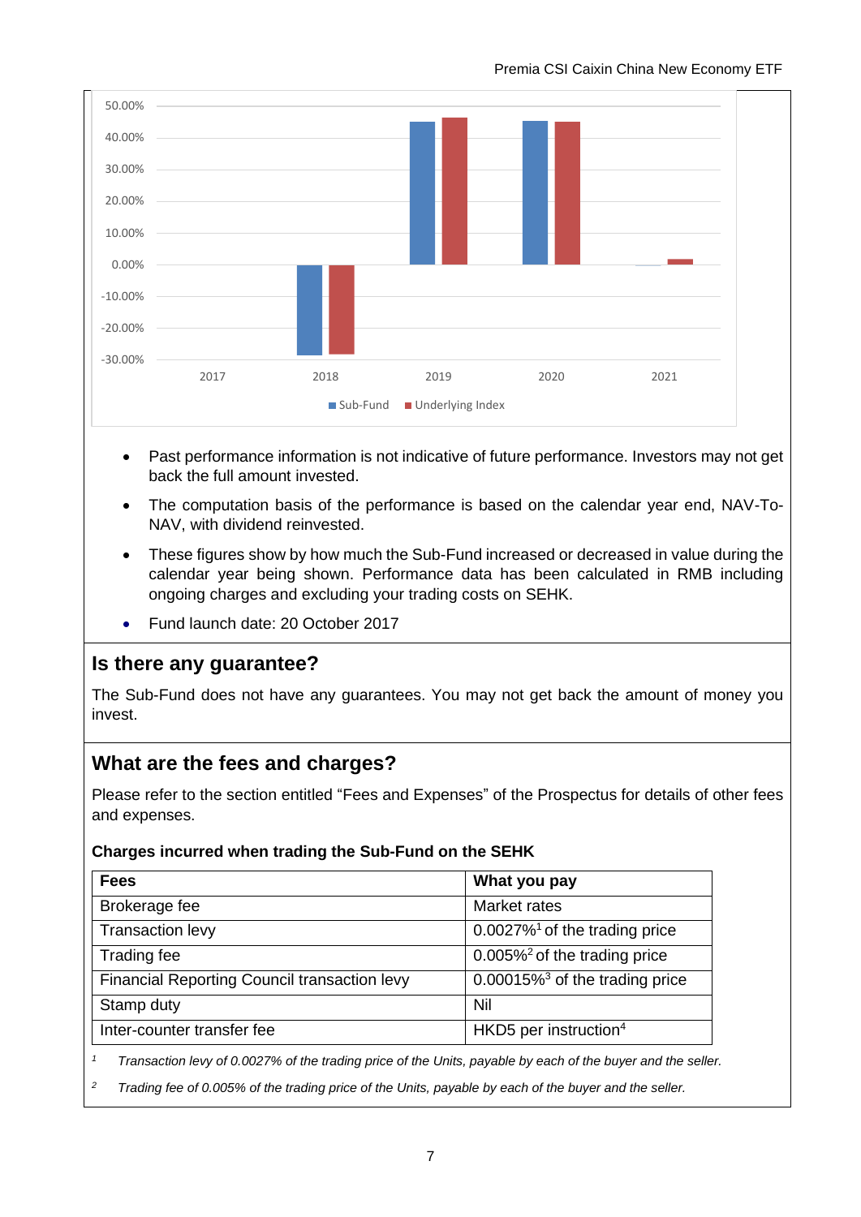- Past performance information is not indicative of future performance. Investors may not get back the full amount invested.
- The computation basis of the performance is based on the calendar year end, NAV-To-NAV, with dividend reinvested.
- These figures show by how much the Sub-Fund increased or decreased in value during the calendar year being shown. Performance data has been calculated in RMB including ongoing charges and excluding your trading costs on SEHK.
- Fund launch date: 20 October 2017

## Is there any guarantee?

The Sub-Fund does not have any guarantees. You may not get back the amount of money you invest.

## What are the fees and charges?

Please refer to the section entitled "Fees and Expenses" of the Prospectus for details of other fees and expenses.

**Charges incurred when trading the Sub-Fund on the SEHK**

| Fees | What you pay |
|---|---|
| Brokerage fee | Market rates |
| Transaction levy | 0.0027%[1] of the trading price |
| Trading fee | 0.005%[2] of the trading price |
| Financial Reporting Council transaction levy | 0.00015%[3] of the trading price |
| Stamp duty | Nil |
| Inter-counter transfer fee | HKD5 per instruction[4] |

[1] *Transaction levy of 0.0027% of the trading price of the Units, payable by each of the buyer and the seller.*

[2] *Trading fee of 0.005% of the trading price of the Units, payable by each of the buyer and the seller.*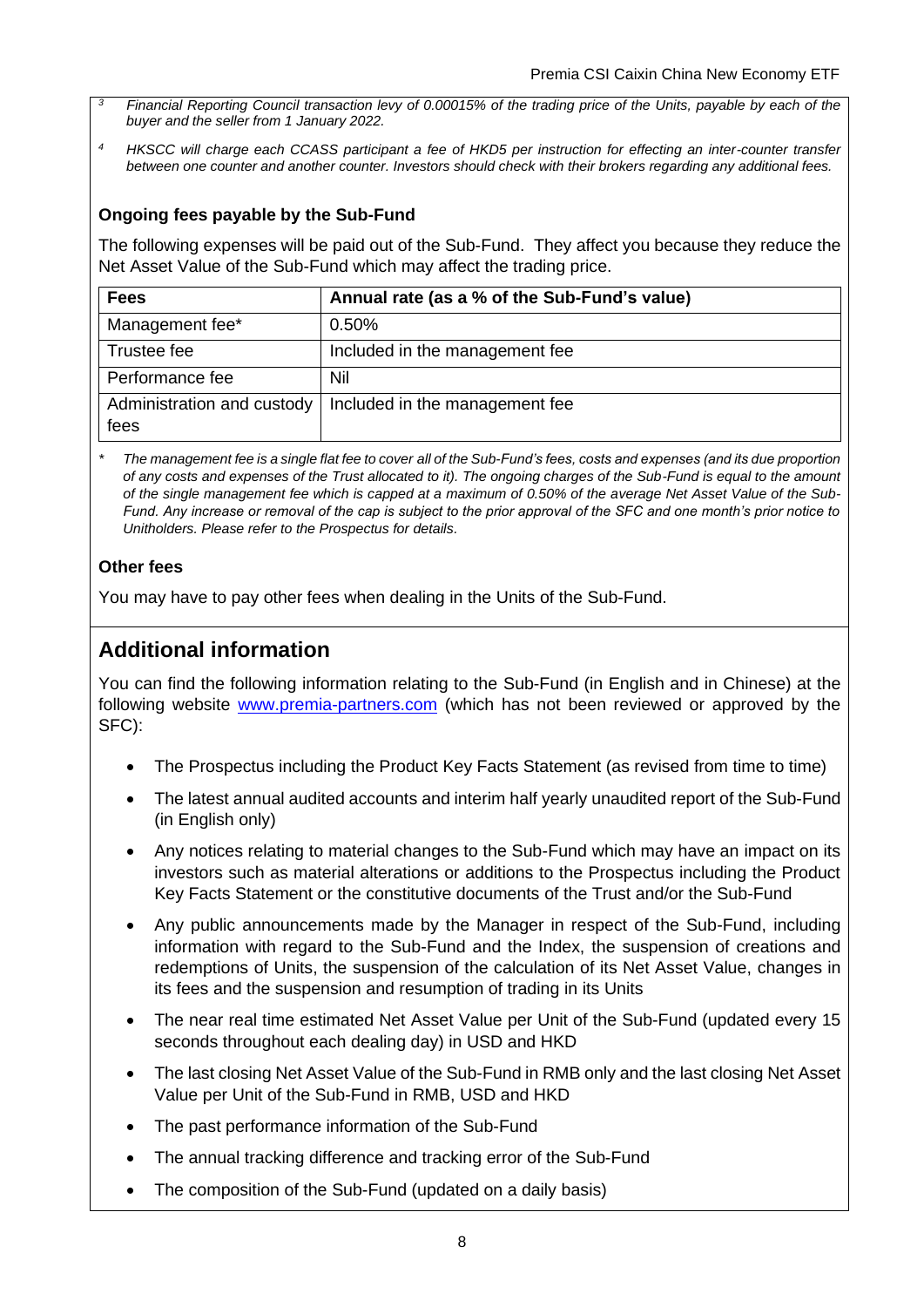[3] *Financial Reporting Council transaction levy of 0.00015% of the trading price of the Units, payable by each of the buyer and the seller from 1 January 2022.*

[4] *HKSCC will charge each CCASS participant a fee of HKD5 per instruction for effecting an inter-counter transfer between one counter and another counter. Investors should check with their brokers regarding any additional fees.*

### Ongoing fees payable by the Sub-Fund

The following expenses will be paid out of the Sub-Fund. They affect you because they reduce the Net Asset Value of the Sub-Fund which may affect the trading price.

| Fees | Annual rate (as a % of the Sub-Fund's value) |
|---|---|
| Management fee* | 0.50% |
| Trustee fee | Included in the management fee |
| Performance fee | Nil |
| Administration and custody fees | Included in the management fee |

\* *The management fee is a single flat fee to cover all of the Sub-Fund's fees, costs and expenses (and its due proportion of any costs and expenses of the Trust allocated to it). The ongoing charges of the Sub-Fund is equal to the amount of the single management fee which is capped at a maximum of 0.50% of the average Net Asset Value of the Sub-Fund. Any increase or removal of the cap is subject to the prior approval of the SFC and one month's prior notice to Unitholders. Please refer to the Prospectus for details.*

### Other fees

You may have to pay other fees when dealing in the Units of the Sub-Fund.

## Additional information

You can find the following information relating to the Sub-Fund (in English and in Chinese) at the following website www.premia-partners.com (which has not been reviewed or approved by the SFC):

- The Prospectus including the Product Key Facts Statement (as revised from time to time)
- The latest annual audited accounts and interim half yearly unaudited report of the Sub-Fund (in English only)
- Any notices relating to material changes to the Sub-Fund which may have an impact on its investors such as material alterations or additions to the Prospectus including the Product Key Facts Statement or the constitutive documents of the Trust and/or the Sub-Fund
- Any public announcements made by the Manager in respect of the Sub-Fund, including information with regard to the Sub-Fund and the Index, the suspension of creations and redemptions of Units, the suspension of the calculation of its Net Asset Value, changes in its fees and the suspension and resumption of trading in its Units
- The near real time estimated Net Asset Value per Unit of the Sub-Fund (updated every 15 seconds throughout each dealing day) in USD and HKD
- The last closing Net Asset Value of the Sub-Fund in RMB only and the last closing Net Asset Value per Unit of the Sub-Fund in RMB, USD and HKD
- The past performance information of the Sub-Fund
- The annual tracking difference and tracking error of the Sub-Fund
- The composition of the Sub-Fund (updated on a daily basis)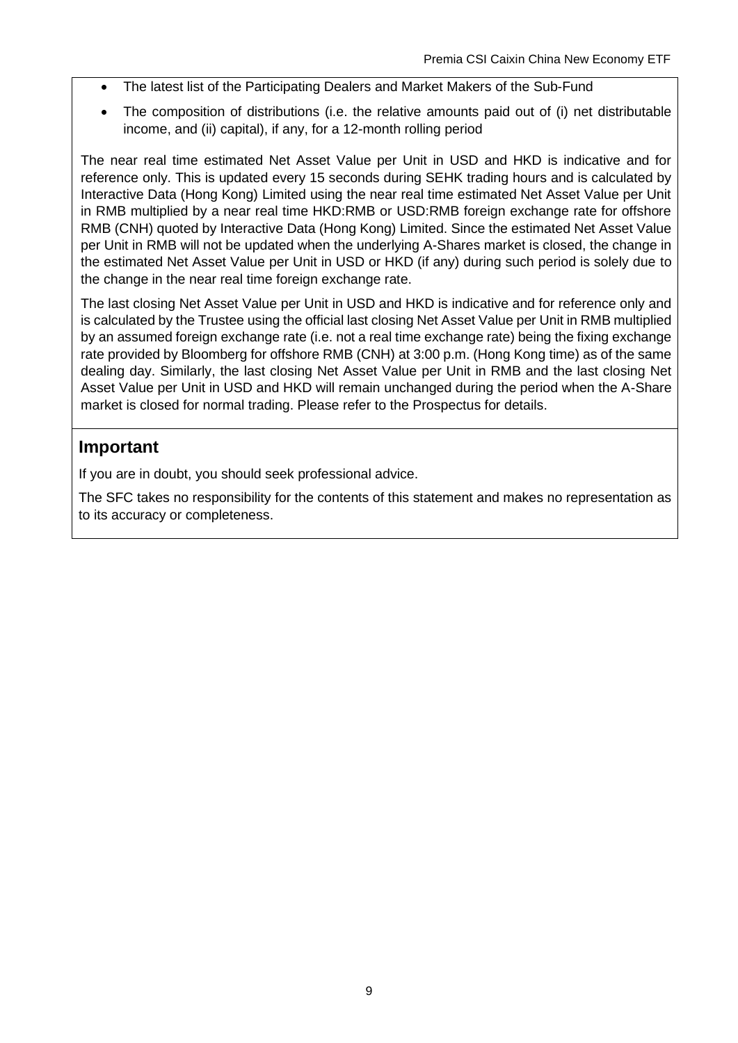- The latest list of the Participating Dealers and Market Makers of the Sub-Fund
- The composition of distributions (i.e. the relative amounts paid out of (i) net distributable income, and (ii) capital), if any, for a 12-month rolling period

The near real time estimated Net Asset Value per Unit in USD and HKD is indicative and for reference only. This is updated every 15 seconds during SEHK trading hours and is calculated by Interactive Data (Hong Kong) Limited using the near real time estimated Net Asset Value per Unit in RMB multiplied by a near real time HKD:RMB or USD:RMB foreign exchange rate for offshore RMB (CNH) quoted by Interactive Data (Hong Kong) Limited. Since the estimated Net Asset Value per Unit in RMB will not be updated when the underlying A-Shares market is closed, the change in the estimated Net Asset Value per Unit in USD or HKD (if any) during such period is solely due to the change in the near real time foreign exchange rate.

The last closing Net Asset Value per Unit in USD and HKD is indicative and for reference only and is calculated by the Trustee using the official last closing Net Asset Value per Unit in RMB multiplied by an assumed foreign exchange rate (i.e. not a real time exchange rate) being the fixing exchange rate provided by Bloomberg for offshore RMB (CNH) at 3:00 p.m. (Hong Kong time) as of the same dealing day. Similarly, the last closing Net Asset Value per Unit in RMB and the last closing Net Asset Value per Unit in USD and HKD will remain unchanged during the period when the A-Share market is closed for normal trading. Please refer to the Prospectus for details.

## Important

If you are in doubt, you should seek professional advice.

The SFC takes no responsibility for the contents of this statement and makes no representation as to its accuracy or completeness.